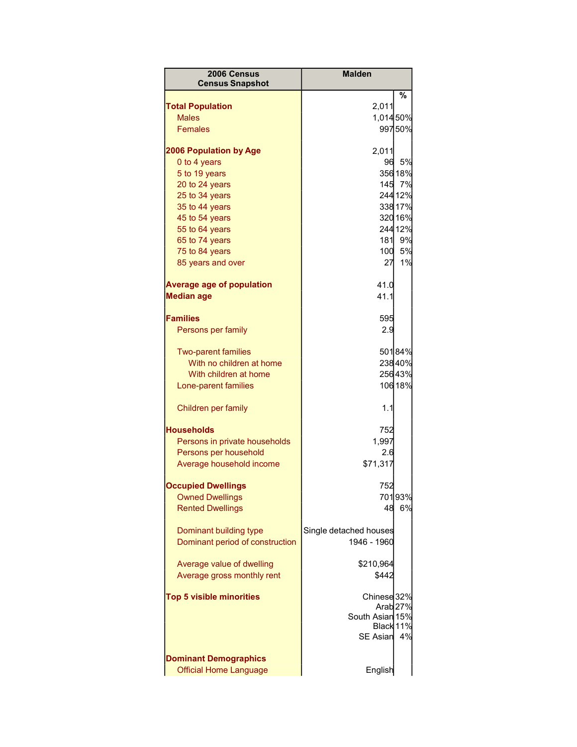| 2006 Census<br>Census Snapshot | Malden | |
|---|---|---|
| | | % |
| **Total Population** | 2,011 | |
| Males | 1,014 | 50% |
| Females | 997 | 50% |
| | | |
| **2006 Population by Age** | 2,011 | |
| 0 to 4 years | 96 | 5% |
| 5 to 19 years | 356 | 18% |
| 20 to 24 years | 145 | 7% |
| 25 to 34 years | 244 | 12% |
| 35 to 44 years | 338 | 17% |
| 45 to 54 years | 320 | 16% |
| 55 to 64 years | 244 | 12% |
| 65 to 74 years | 181 | 9% |
| 75 to 84 years | 100 | 5% |
| 85 years and over | 27 | 1% |
| | | |
| **Average age of population** | 41.0 | |
| **Median age** | 41.1 | |
| | | |
| **Families** | 595 | |
| Persons per family | 2.9 | |
| | | |
| Two-parent families | 501 | 84% |
| With no children at home | 238 | 40% |
| With children at home | 256 | 43% |
| Lone-parent families | 106 | 18% |
| | | |
| Children per family | 1.1 | |
| | | |
| **Households** | 752 | |
| Persons in private households | 1,997 | |
| Persons per household | 2.6 | |
| Average household income | $71,317 | |
| | | |
| **Occupied Dwellings** | 752 | |
| Owned Dwellings | 701 | 93% |
| Rented Dwellings | 48 | 6% |
| | | |
| Dominant building type | Single detached houses | |
| Dominant period of construction | 1946 - 1960 | |
| | | |
| Average value of dwelling | $210,964 | |
| Average gross monthly rent | $442 | |
| | | |
| **Top 5 visible minorities** | Chinese | 32% |
| | Arab | 27% |
| | South Asian | 15% |
| | Black | 11% |
| | SE Asian | 4% |
| | | |
| **Dominant Demographics** | | |
| Official Home Language | English | |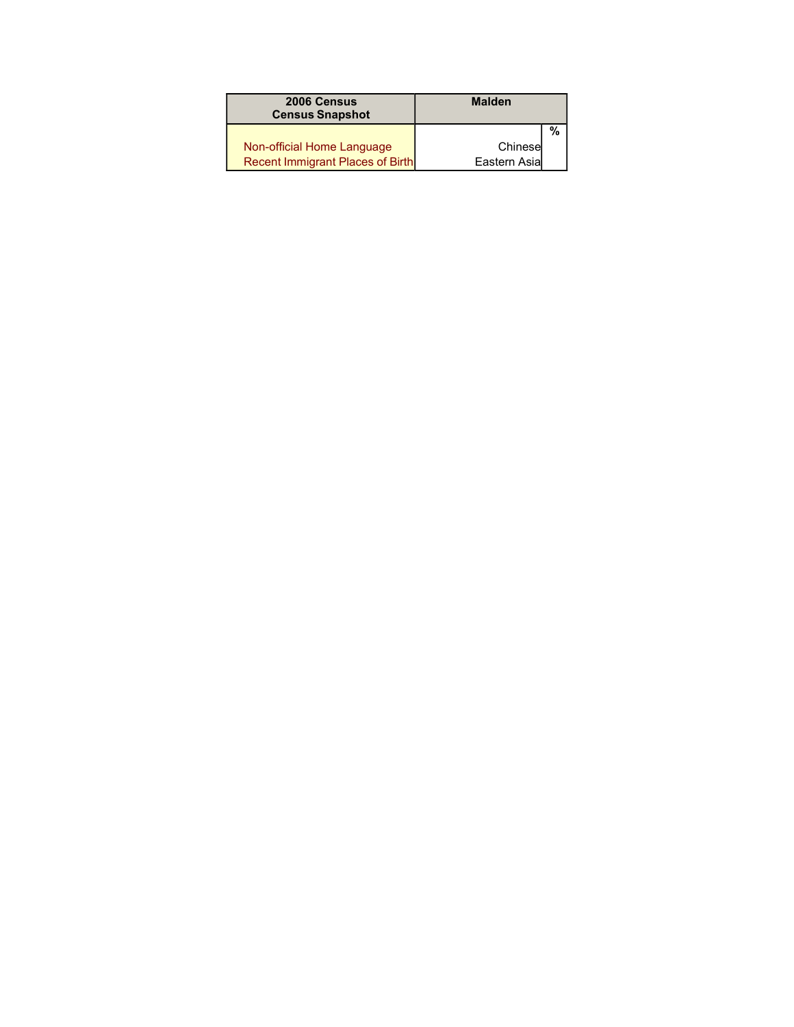| 2006 Census<br>Census Snapshot | Malden | |
|---|---|---|
| | | % |
| Non-official Home Language | Chinese | |
| Recent Immigrant Places of Birth | Eastern Asia | |